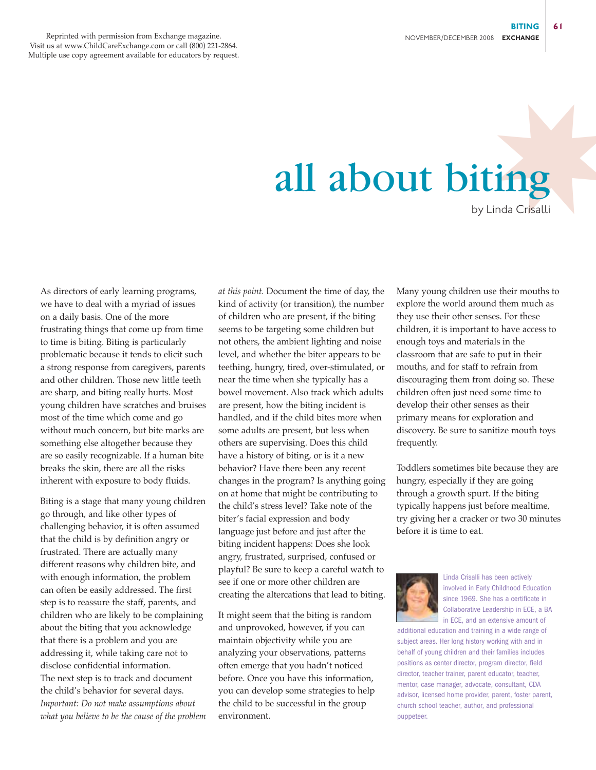Reprinted with permission from Exchange magazine.
Visit us at www.ChildCareExchange.com or call (800) 221-2864.
Multiple use copy agreement available for educators by request.

# all about biting

by Linda Crisalli

As directors of early learning programs, we have to deal with a myriad of issues on a daily basis. One of the more frustrating things that come up from time to time is biting. Biting is particularly problematic because it tends to elicit such a strong response from caregivers, parents and other children. Those new little teeth are sharp, and biting really hurts. Most young children have scratches and bruises most of the time which come and go without much concern, but bite marks are something else altogether because they are so easily recognizable. If a human bite breaks the skin, there are all the risks inherent with exposure to body fluids.

Biting is a stage that many young children go through, and like other types of challenging behavior, it is often assumed that the child is by definition angry or frustrated. There are actually many different reasons why children bite, and with enough information, the problem can often be easily addressed. The first step is to reassure the staff, parents, and children who are likely to be complaining about the biting that you acknowledge that there is a problem and you are addressing it, while taking care not to disclose confidential information. The next step is to track and document the child's behavior for several days. *Important: Do not make assumptions about what you believe to be the cause of the problem at this point.* Document the time of day, the kind of activity (or transition), the number of children who are present, if the biting seems to be targeting some children but not others, the ambient lighting and noise level, and whether the biter appears to be teething, hungry, tired, over-stimulated, or near the time when she typically has a bowel movement. Also track which adults are present, how the biting incident is handled, and if the child bites more when some adults are present, but less when others are supervising. Does this child have a history of biting, or is it a new behavior? Have there been any recent changes in the program? Is anything going on at home that might be contributing to the child's stress level? Take note of the biter's facial expression and body language just before and just after the biting incident happens: Does she look angry, frustrated, surprised, confused or playful? Be sure to keep a careful watch to see if one or more other children are creating the altercations that lead to biting.

It might seem that the biting is random and unprovoked, however, if you can maintain objectivity while you are analyzing your observations, patterns often emerge that you hadn't noticed before. Once you have this information, you can develop some strategies to help the child to be successful in the group environment.

Many young children use their mouths to explore the world around them much as they use their other senses. For these children, it is important to have access to enough toys and materials in the classroom that are safe to put in their mouths, and for staff to refrain from discouraging them from doing so. These children often just need some time to develop their other senses as their primary means for exploration and discovery. Be sure to sanitize mouth toys frequently.

Toddlers sometimes bite because they are hungry, especially if they are going through a growth spurt. If the biting typically happens just before mealtime, try giving her a cracker or two 30 minutes before it is time to eat.

Linda Crisalli has been actively involved in Early Childhood Education since 1969. She has a certificate in Collaborative Leadership in ECE, a BA in ECE, and an extensive amount of additional education and training in a wide range of subject areas. Her long history working with and in behalf of young children and their families includes positions as center director, program director, field director, teacher trainer, parent educator, teacher, mentor, case manager, advocate, consultant, CDA advisor, licensed home provider, parent, foster parent, church school teacher, author, and professional puppeteer.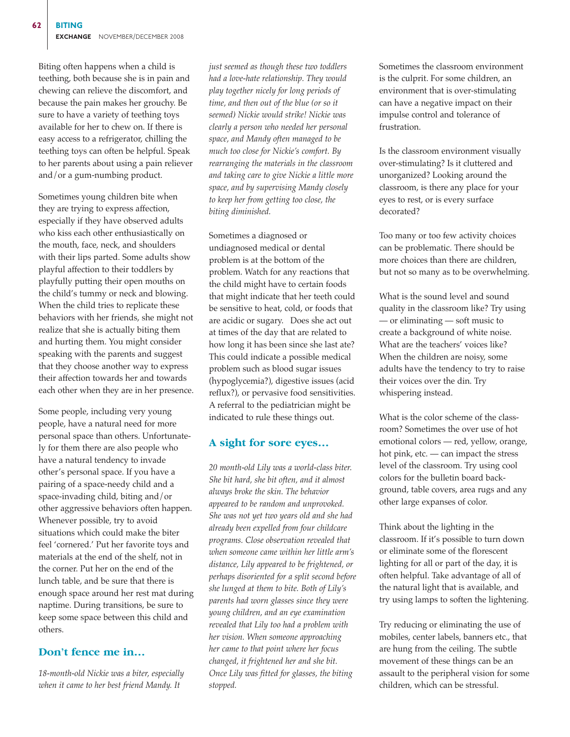Biting often happens when a child is teething, both because she is in pain and chewing can relieve the discomfort, and because the pain makes her grouchy. Be sure to have a variety of teething toys available for her to chew on. If there is easy access to a refrigerator, chilling the teething toys can often be helpful. Speak to her parents about using a pain reliever and/or a gum-numbing product.

Sometimes young children bite when they are trying to express affection, especially if they have observed adults who kiss each other enthusiastically on the mouth, face, neck, and shoulders with their lips parted. Some adults show playful affection to their toddlers by playfully putting their open mouths on the child's tummy or neck and blowing. When the child tries to replicate these behaviors with her friends, she might not realize that she is actually biting them and hurting them. You might consider speaking with the parents and suggest that they choose another way to express their affection towards her and towards each other when they are in her presence.

Some people, including very young people, have a natural need for more personal space than others. Unfortunately for them there are also people who have a natural tendency to invade other's personal space. If you have a pairing of a space-needy child and a space-invading child, biting and/or other aggressive behaviors often happen. Whenever possible, try to avoid situations which could make the biter feel 'cornered.' Put her favorite toys and materials at the end of the shelf, not in the corner. Put her on the end of the lunch table, and be sure that there is enough space around her rest mat during naptime. During transitions, be sure to keep some space between this child and others.

## Don't fence me in...

*18-month-old Nickie was a biter, especially when it came to her best friend Mandy. It just seemed as though these two toddlers had a love-hate relationship. They would play together nicely for long periods of time, and then out of the blue (or so it seemed) Nickie would strike! Nickie was clearly a person who needed her personal space, and Mandy often managed to be much too close for Nickie's comfort. By rearranging the materials in the classroom and taking care to give Nickie a little more space, and by supervising Mandy closely to keep her from getting too close, the biting diminished.*

Sometimes a diagnosed or undiagnosed medical or dental problem is at the bottom of the problem. Watch for any reactions that the child might have to certain foods that might indicate that her teeth could be sensitive to heat, cold, or foods that are acidic or sugary. Does she act out at times of the day that are related to how long it has been since she last ate? This could indicate a possible medical problem such as blood sugar issues (hypoglycemia?), digestive issues (acid reflux?), or pervasive food sensitivities. A referral to the pediatrician might be indicated to rule these things out.

## A sight for sore eyes...

*20 month-old Lily was a world-class biter. She bit hard, she bit often, and it almost always broke the skin. The behavior appeared to be random and unprovoked. She was not yet two years old and she had already been expelled from four childcare programs. Close observation revealed that when someone came within her little arm's distance, Lily appeared to be frightened, or perhaps disoriented for a split second before she lunged at them to bite. Both of Lily's parents had worn glasses since they were young children, and an eye examination revealed that Lily too had a problem with her vision. When someone approaching her came to that point where her focus changed, it frightened her and she bit. Once Lily was fitted for glasses, the biting stopped.*

Sometimes the classroom environment is the culprit. For some children, an environment that is over-stimulating can have a negative impact on their impulse control and tolerance of frustration.

Is the classroom environment visually over-stimulating? Is it cluttered and unorganized? Looking around the classroom, is there any place for your eyes to rest, or is every surface decorated?

Too many or too few activity choices can be problematic. There should be more choices than there are children, but not so many as to be overwhelming.

What is the sound level and sound quality in the classroom like? Try using — or eliminating — soft music to create a background of white noise. What are the teachers' voices like? When the children are noisy, some adults have the tendency to try to raise their voices over the din. Try whispering instead.

What is the color scheme of the classroom? Sometimes the over use of hot emotional colors — red, yellow, orange, hot pink, etc. — can impact the stress level of the classroom. Try using cool colors for the bulletin board background, table covers, area rugs and any other large expanses of color.

Think about the lighting in the classroom. If it's possible to turn down or eliminate some of the florescent lighting for all or part of the day, it is often helpful. Take advantage of all of the natural light that is available, and try using lamps to soften the lightening.

Try reducing or eliminating the use of mobiles, center labels, banners etc., that are hung from the ceiling. The subtle movement of these things can be an assault to the peripheral vision for some children, which can be stressful.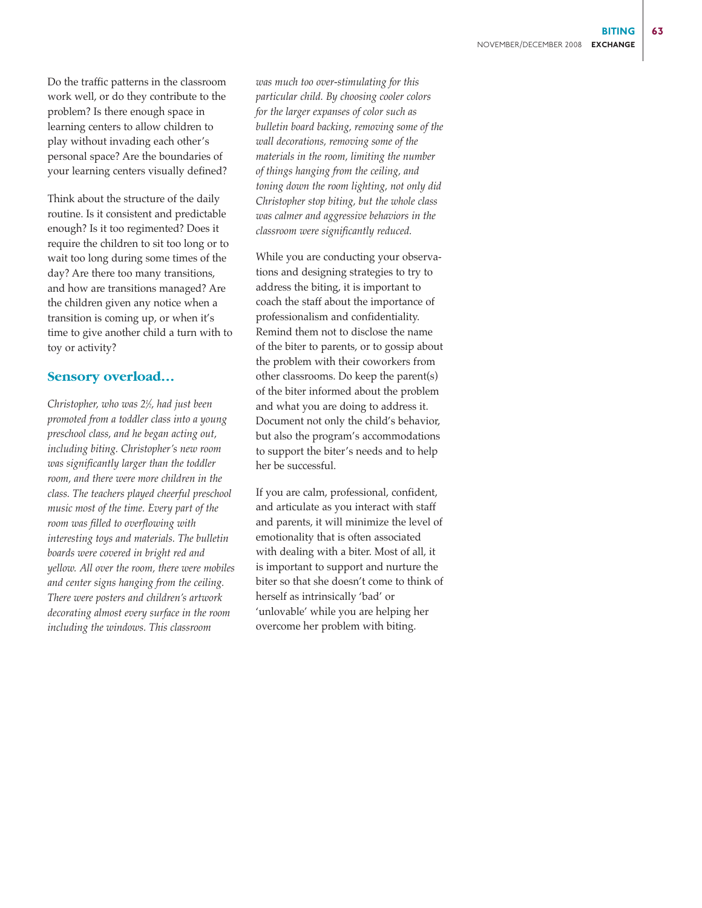Do the traffic patterns in the classroom work well, or do they contribute to the problem? Is there enough space in learning centers to allow children to play without invading each other's personal space? Are the boundaries of your learning centers visually defined?

Think about the structure of the daily routine. Is it consistent and predictable enough? Is it too regimented? Does it require the children to sit too long or to wait too long during some times of the day? Are there too many transitions, and how are transitions managed? Are the children given any notice when a transition is coming up, or when it's time to give another child a turn with to toy or activity?

## Sensory overload...

*Christopher, who was 2½, had just been promoted from a toddler class into a young preschool class, and he began acting out, including biting. Christopher's new room was significantly larger than the toddler room, and there were more children in the class. The teachers played cheerful preschool music most of the time. Every part of the room was filled to overflowing with interesting toys and materials. The bulletin boards were covered in bright red and yellow. All over the room, there were mobiles and center signs hanging from the ceiling. There were posters and children's artwork decorating almost every surface in the room including the windows. This classroom was much too over-stimulating for this particular child. By choosing cooler colors for the larger expanses of color such as bulletin board backing, removing some of the wall decorations, removing some of the materials in the room, limiting the number of things hanging from the ceiling, and toning down the room lighting, not only did Christopher stop biting, but the whole class was calmer and aggressive behaviors in the classroom were significantly reduced.*

While you are conducting your observations and designing strategies to try to address the biting, it is important to coach the staff about the importance of professionalism and confidentiality. Remind them not to disclose the name of the biter to parents, or to gossip about the problem with their coworkers from other classrooms. Do keep the parent(s) of the biter informed about the problem and what you are doing to address it. Document not only the child's behavior, but also the program's accommodations to support the biter's needs and to help her be successful.

If you are calm, professional, confident, and articulate as you interact with staff and parents, it will minimize the level of emotionality that is often associated with dealing with a biter. Most of all, it is important to support and nurture the biter so that she doesn't come to think of herself as intrinsically 'bad' or 'unlovable' while you are helping her overcome her problem with biting.